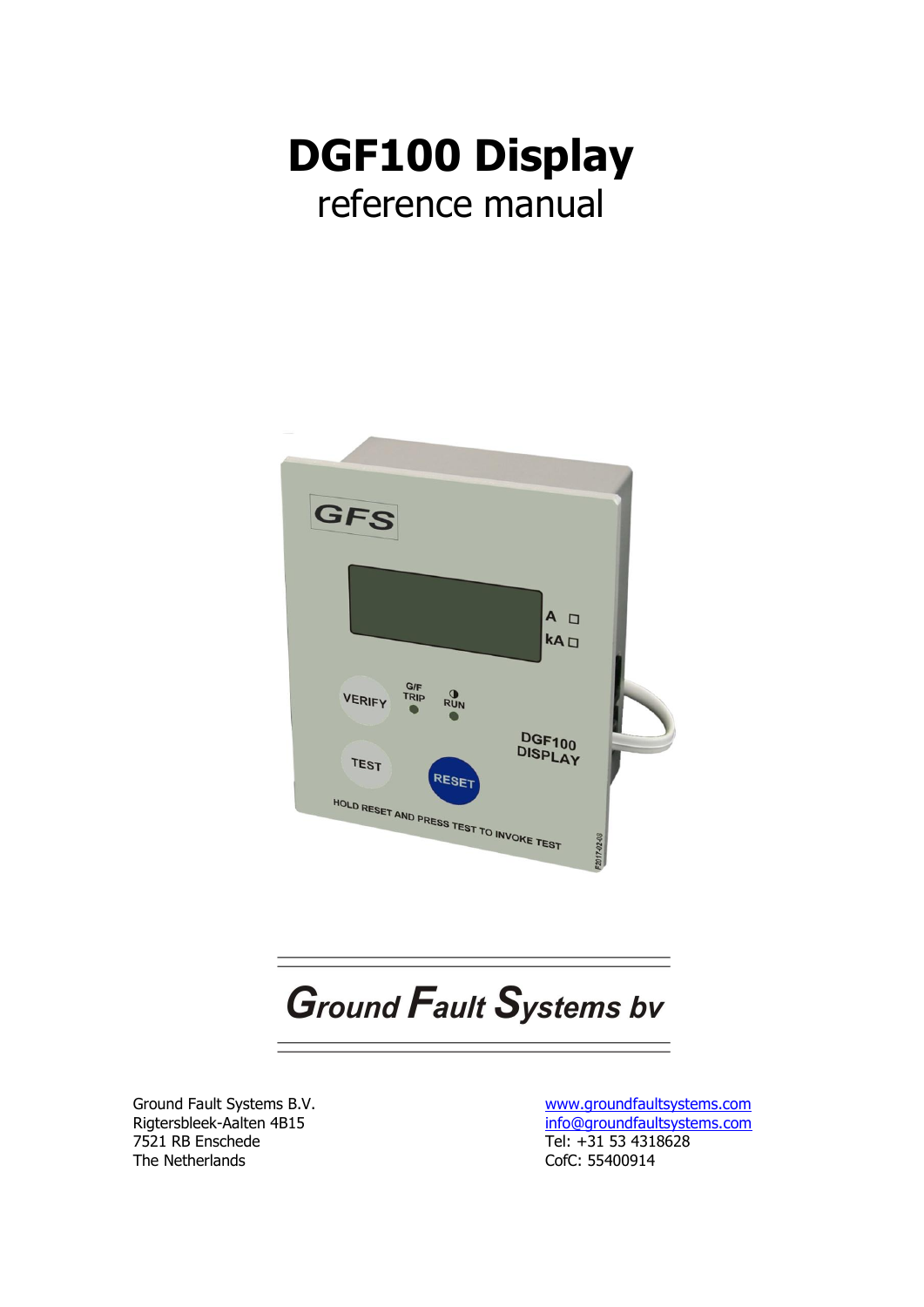# DGF100 Display

reference manual

**Ground Fault Systems bv**

Ground Fault Systems B.V.
Rigtersbleek-Aalten 4B15
7521 RB Enschede
The Netherlands

www.groundfaultsystems.com
info@groundfaultsystems.com
Tel: +31 53 4318628
CofC: 55400914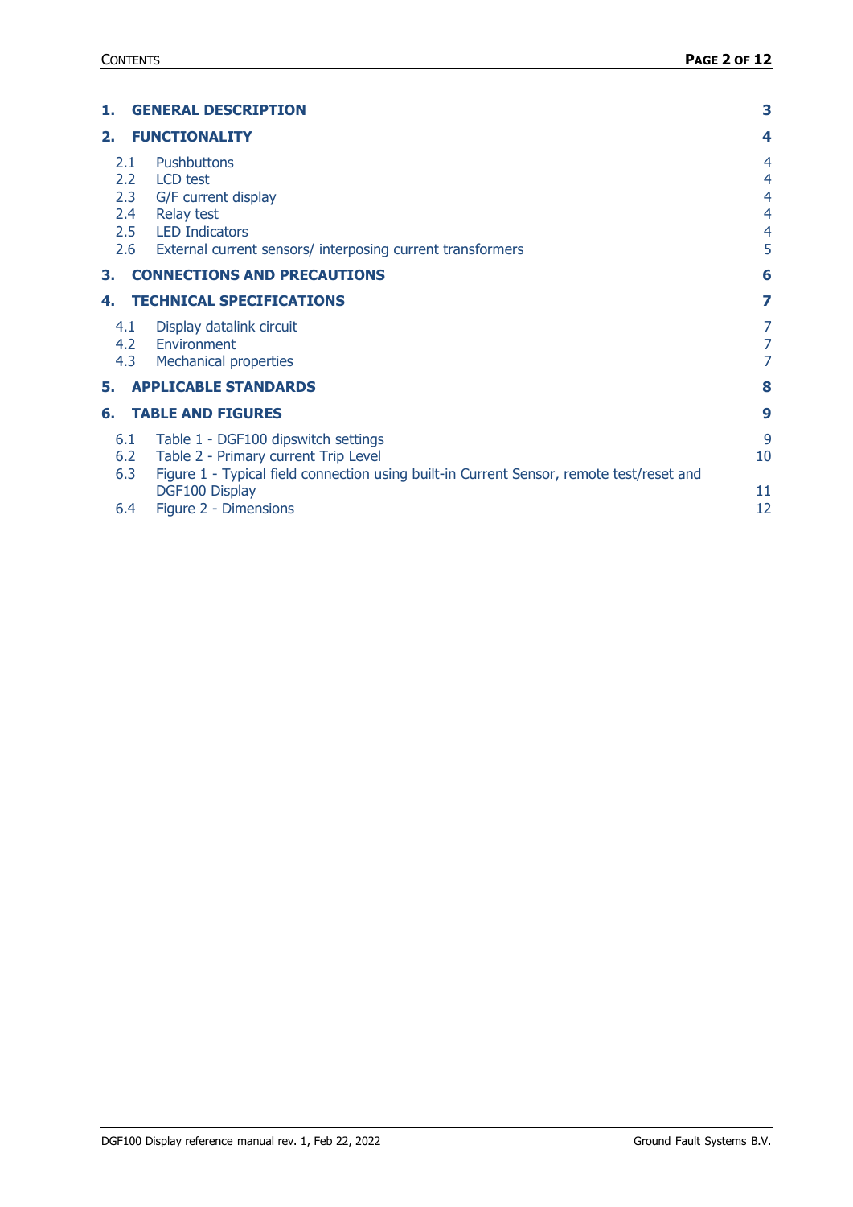| | | |
|---|---|---|
| **1.** | **GENERAL DESCRIPTION** | **3** |
| **2.** | **FUNCTIONALITY** | **4** |
| 2.1 | Pushbuttons | 4 |
| 2.2 | LCD test | 4 |
| 2.3 | G/F current display | 4 |
| 2.4 | Relay test | 4 |
| 2.5 | LED Indicators | 4 |
| 2.6 | External current sensors/ interposing current transformers | 5 |
| **3.** | **CONNECTIONS AND PRECAUTIONS** | **6** |
| **4.** | **TECHNICAL SPECIFICATIONS** | **7** |
| 4.1 | Display datalink circuit | 7 |
| 4.2 | Environment | 7 |
| 4.3 | Mechanical properties | 7 |
| **5.** | **APPLICABLE STANDARDS** | **8** |
| **6.** | **TABLE AND FIGURES** | **9** |
| 6.1 | Table 1 - DGF100 dipswitch settings | 9 |
| 6.2 | Table 2 - Primary current Trip Level | 10 |
| 6.3 | Figure 1 - Typical field connection using built-in Current Sensor, remote test/reset and DGF100 Display | 11 |
| 6.4 | Figure 2 - Dimensions | 12 |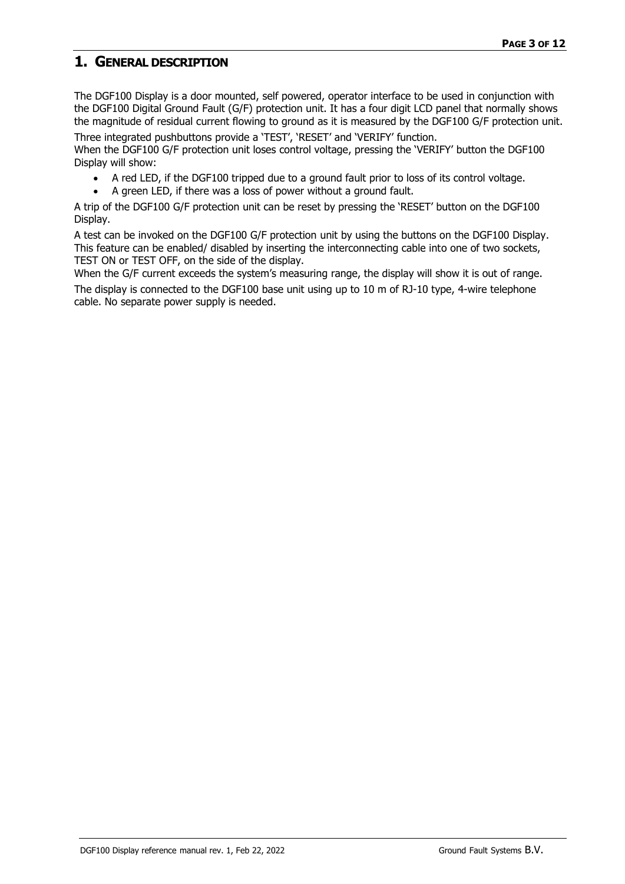# 1. GENERAL DESCRIPTION

The DGF100 Display is a door mounted, self powered, operator interface to be used in conjunction with the DGF100 Digital Ground Fault (G/F) protection unit. It has a four digit LCD panel that normally shows the magnitude of residual current flowing to ground as it is measured by the DGF100 G/F protection unit.

Three integrated pushbuttons provide a 'TEST', 'RESET' and 'VERIFY' function.
When the DGF100 G/F protection unit loses control voltage, pressing the 'VERIFY' button the DGF100 Display will show:

- A red LED, if the DGF100 tripped due to a ground fault prior to loss of its control voltage.
- A green LED, if there was a loss of power without a ground fault.

A trip of the DGF100 G/F protection unit can be reset by pressing the 'RESET' button on the DGF100 Display.

A test can be invoked on the DGF100 G/F protection unit by using the buttons on the DGF100 Display. This feature can be enabled/ disabled by inserting the interconnecting cable into one of two sockets, TEST ON or TEST OFF, on the side of the display.
When the G/F current exceeds the system's measuring range, the display will show it is out of range.

The display is connected to the DGF100 base unit using up to 10 m of RJ-10 type, 4-wire telephone cable. No separate power supply is needed.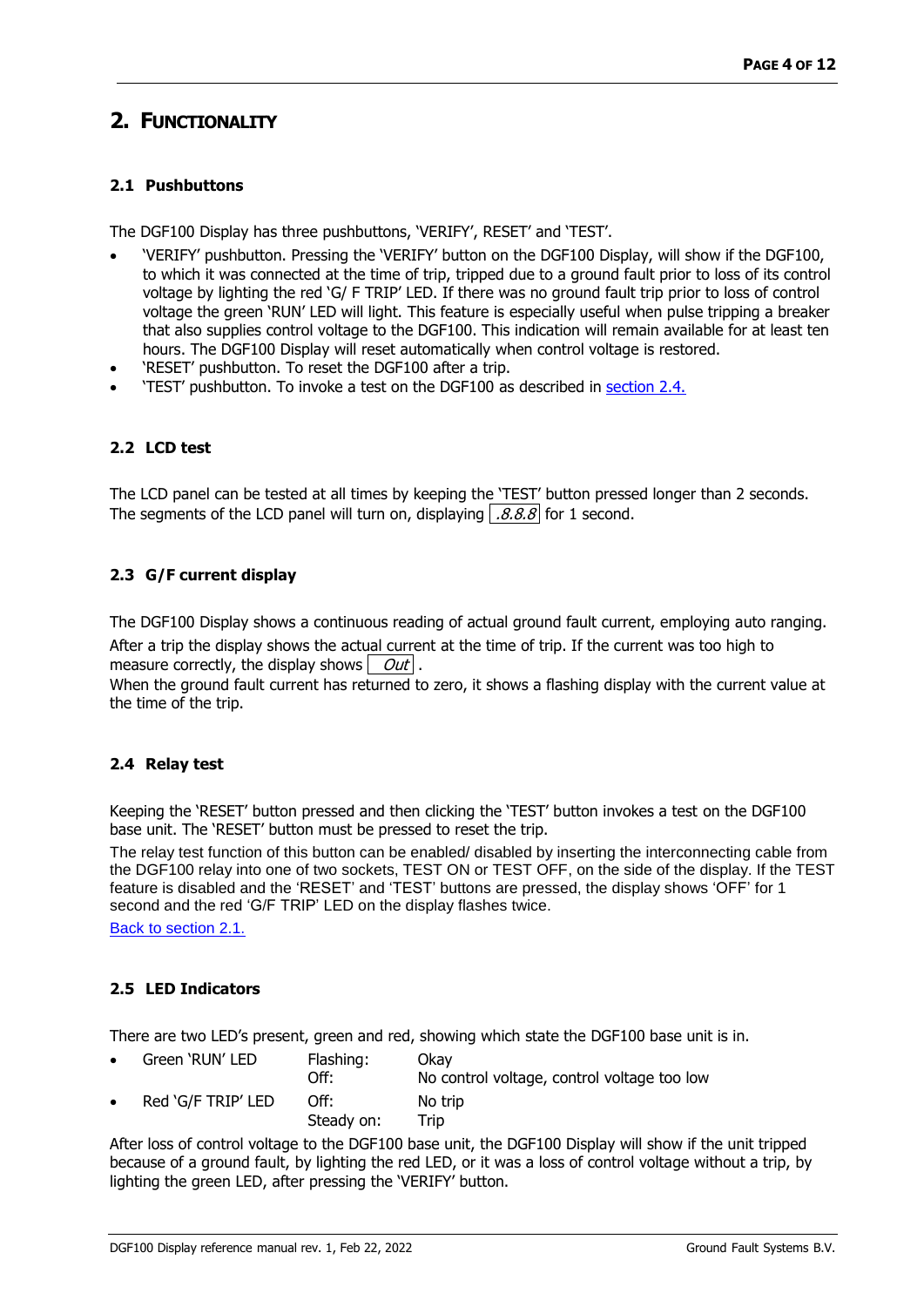# 2. Functionality

## 2.1 Pushbuttons

The DGF100 Display has three pushbuttons, 'VERIFY', RESET' and 'TEST'.

- 'VERIFY' pushbutton. Pressing the 'VERIFY' button on the DGF100 Display, will show if the DGF100, to which it was connected at the time of trip, tripped due to a ground fault prior to loss of its control voltage by lighting the red 'G/ F TRIP' LED. If there was no ground fault trip prior to loss of control voltage the green 'RUN' LED will light. This feature is especially useful when pulse tripping a breaker that also supplies control voltage to the DGF100. This indication will remain available for at least ten hours. The DGF100 Display will reset automatically when control voltage is restored.
- 'RESET' pushbutton. To reset the DGF100 after a trip.
- 'TEST' pushbutton. To invoke a test on the DGF100 as described in section 2.4.

## 2.2 LCD test

The LCD panel can be tested at all times by keeping the 'TEST' button pressed longer than 2 seconds. The segments of the LCD panel will turn on, displaying *.8.8.8* for 1 second.

## 2.3 G/F current display

The DGF100 Display shows a continuous reading of actual ground fault current, employing auto ranging.

After a trip the display shows the actual current at the time of trip. If the current was too high to measure correctly, the display shows *Out* .

When the ground fault current has returned to zero, it shows a flashing display with the current value at the time of the trip.

## 2.4 Relay test

Keeping the 'RESET' button pressed and then clicking the 'TEST' button invokes a test on the DGF100 base unit. The 'RESET' button must be pressed to reset the trip.

The relay test function of this button can be enabled/ disabled by inserting the interconnecting cable from the DGF100 relay into one of two sockets, TEST ON or TEST OFF, on the side of the display. If the TEST feature is disabled and the 'RESET' and 'TEST' buttons are pressed, the display shows 'OFF' for 1 second and the red 'G/F TRIP' LED on the display flashes twice.

Back to section 2.1.

## 2.5 LED Indicators

There are two LED's present, green and red, showing which state the DGF100 base unit is in.

| LED | State | Meaning |
|---|---|---|
| Green 'RUN' LED | Flashing: | Okay |
| | Off: | No control voltage, control voltage too low |
| Red 'G/F TRIP' LED | Off: | No trip |
| | Steady on: | Trip |

After loss of control voltage to the DGF100 base unit, the DGF100 Display will show if the unit tripped because of a ground fault, by lighting the red LED, or it was a loss of control voltage without a trip, by lighting the green LED, after pressing the 'VERIFY' button.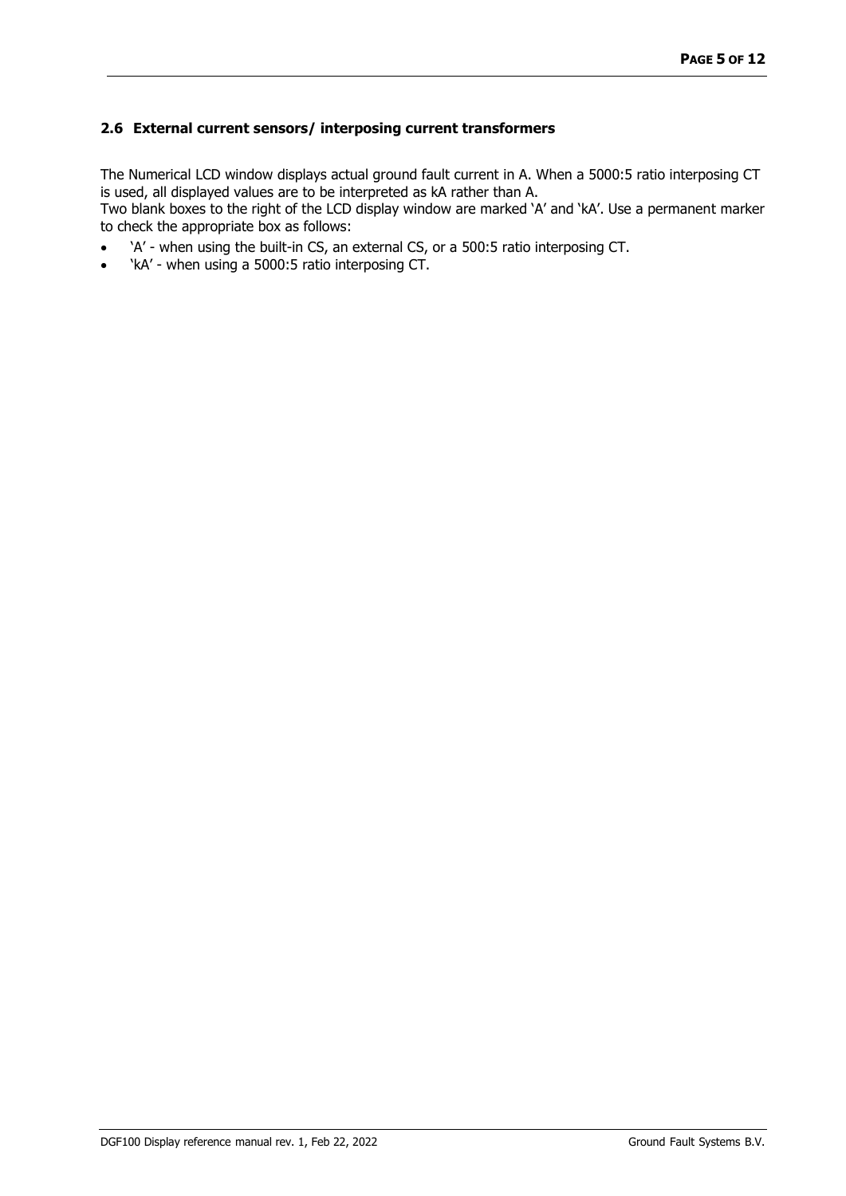## 2.6 External current sensors/ interposing current transformers

The Numerical LCD window displays actual ground fault current in A. When a 5000:5 ratio interposing CT is used, all displayed values are to be interpreted as kA rather than A.
Two blank boxes to the right of the LCD display window are marked 'A' and 'kA'. Use a permanent marker to check the appropriate box as follows:

- 'A' - when using the built-in CS, an external CS, or a 500:5 ratio interposing CT.
- 'kA' - when using a 5000:5 ratio interposing CT.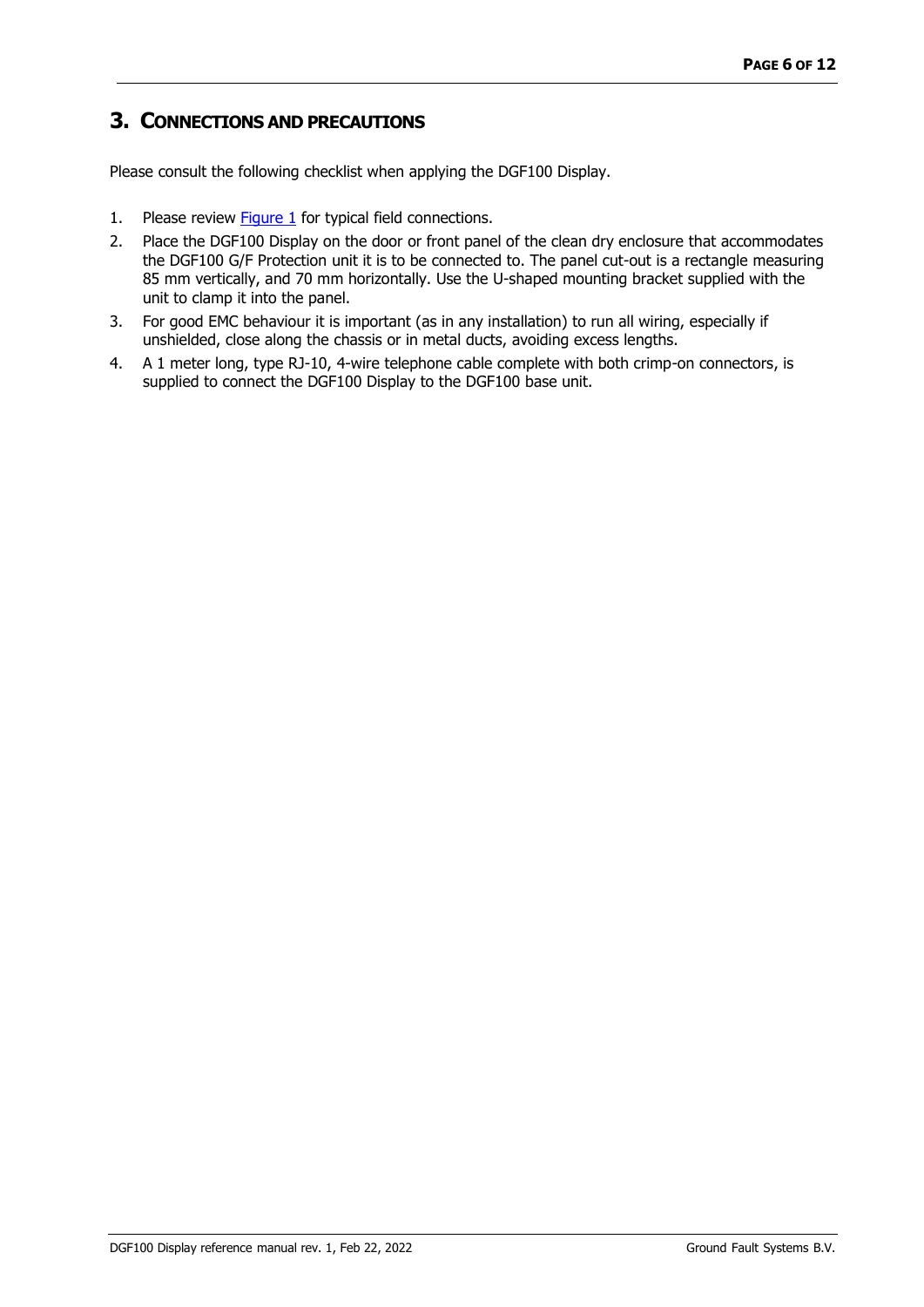# 3. CONNECTIONS AND PRECAUTIONS

Please consult the following checklist when applying the DGF100 Display.

1. Please review Figure 1 for typical field connections.
2. Place the DGF100 Display on the door or front panel of the clean dry enclosure that accommodates the DGF100 G/F Protection unit it is to be connected to. The panel cut-out is a rectangle measuring 85 mm vertically, and 70 mm horizontally. Use the U-shaped mounting bracket supplied with the unit to clamp it into the panel.
3. For good EMC behaviour it is important (as in any installation) to run all wiring, especially if unshielded, close along the chassis or in metal ducts, avoiding excess lengths.
4. A 1 meter long, type RJ-10, 4-wire telephone cable complete with both crimp-on connectors, is supplied to connect the DGF100 Display to the DGF100 base unit.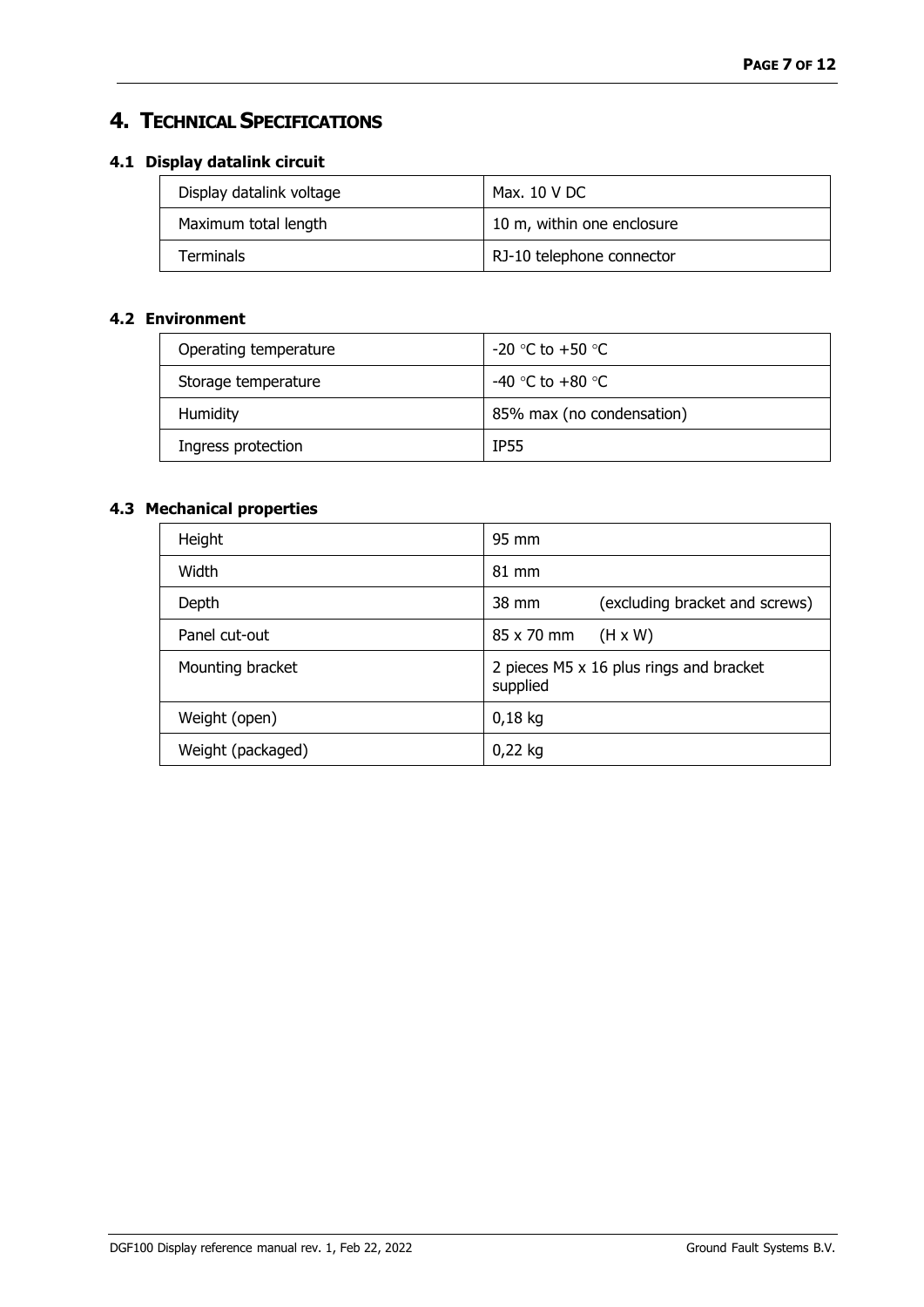# 4. Technical Specifications

## 4.1 Display datalink circuit

| | |
|---|---|
| Display datalink voltage | Max. 10 V DC |
| Maximum total length | 10 m, within one enclosure |
| Terminals | RJ-10 telephone connector |

## 4.2 Environment

| | |
|---|---|
| Operating temperature | -20 °C to +50 °C |
| Storage temperature | -40 °C to +80 °C |
| Humidity | 85% max (no condensation) |
| Ingress protection | IP55 |

## 4.3 Mechanical properties

| | | |
|---|---|---|
| Height | 95 mm | |
| Width | 81 mm | |
| Depth | 38 mm | (excluding bracket and screws) |
| Panel cut-out | 85 x 70 mm | (H x W) |
| Mounting bracket | 2 pieces M5 x 16 plus rings and bracket supplied | |
| Weight (open) | 0,18 kg | |
| Weight (packaged) | 0,22 kg | |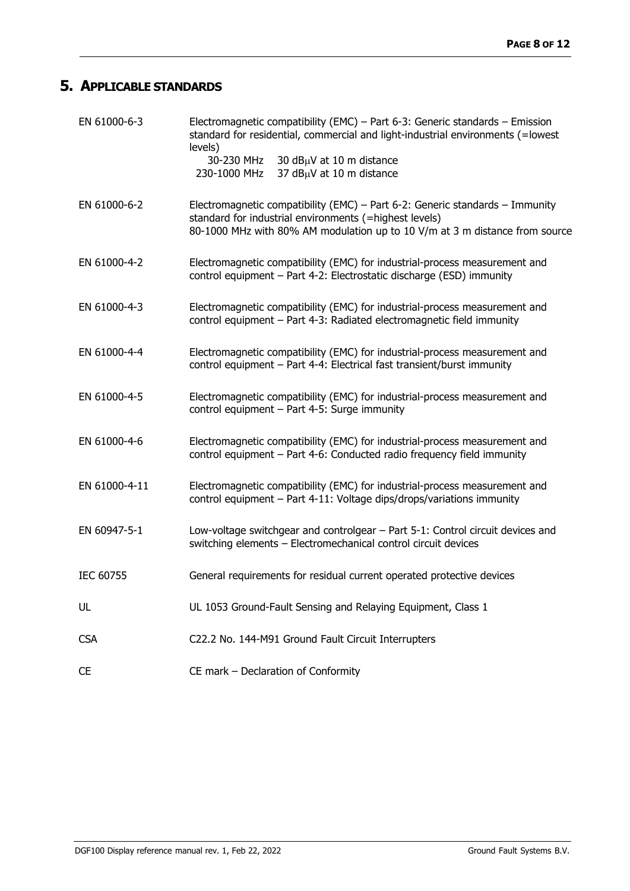## 5. APPLICABLE STANDARDS

| | |
|---|---|
| EN 61000-6-3 | Electromagnetic compatibility (EMC) – Part 6-3: Generic standards – Emission standard for residential, commercial and light-industrial environments (=lowest levels)<br>30-230 MHz 30 dBμV at 10 m distance<br>230-1000 MHz 37 dBμV at 10 m distance |
| EN 61000-6-2 | Electromagnetic compatibility (EMC) – Part 6-2: Generic standards – Immunity standard for industrial environments (=highest levels)<br>80-1000 MHz with 80% AM modulation up to 10 V/m at 3 m distance from source |
| EN 61000-4-2 | Electromagnetic compatibility (EMC) for industrial-process measurement and control equipment – Part 4-2: Electrostatic discharge (ESD) immunity |
| EN 61000-4-3 | Electromagnetic compatibility (EMC) for industrial-process measurement and control equipment – Part 4-3: Radiated electromagnetic field immunity |
| EN 61000-4-4 | Electromagnetic compatibility (EMC) for industrial-process measurement and control equipment – Part 4-4: Electrical fast transient/burst immunity |
| EN 61000-4-5 | Electromagnetic compatibility (EMC) for industrial-process measurement and control equipment – Part 4-5: Surge immunity |
| EN 61000-4-6 | Electromagnetic compatibility (EMC) for industrial-process measurement and control equipment – Part 4-6: Conducted radio frequency field immunity |
| EN 61000-4-11 | Electromagnetic compatibility (EMC) for industrial-process measurement and control equipment – Part 4-11: Voltage dips/drops/variations immunity |
| EN 60947-5-1 | Low-voltage switchgear and controlgear – Part 5-1: Control circuit devices and switching elements – Electromechanical control circuit devices |
| IEC 60755 | General requirements for residual current operated protective devices |
| UL | UL 1053 Ground-Fault Sensing and Relaying Equipment, Class 1 |
| CSA | C22.2 No. 144-M91 Ground Fault Circuit Interrupters |
| CE | CE mark – Declaration of Conformity |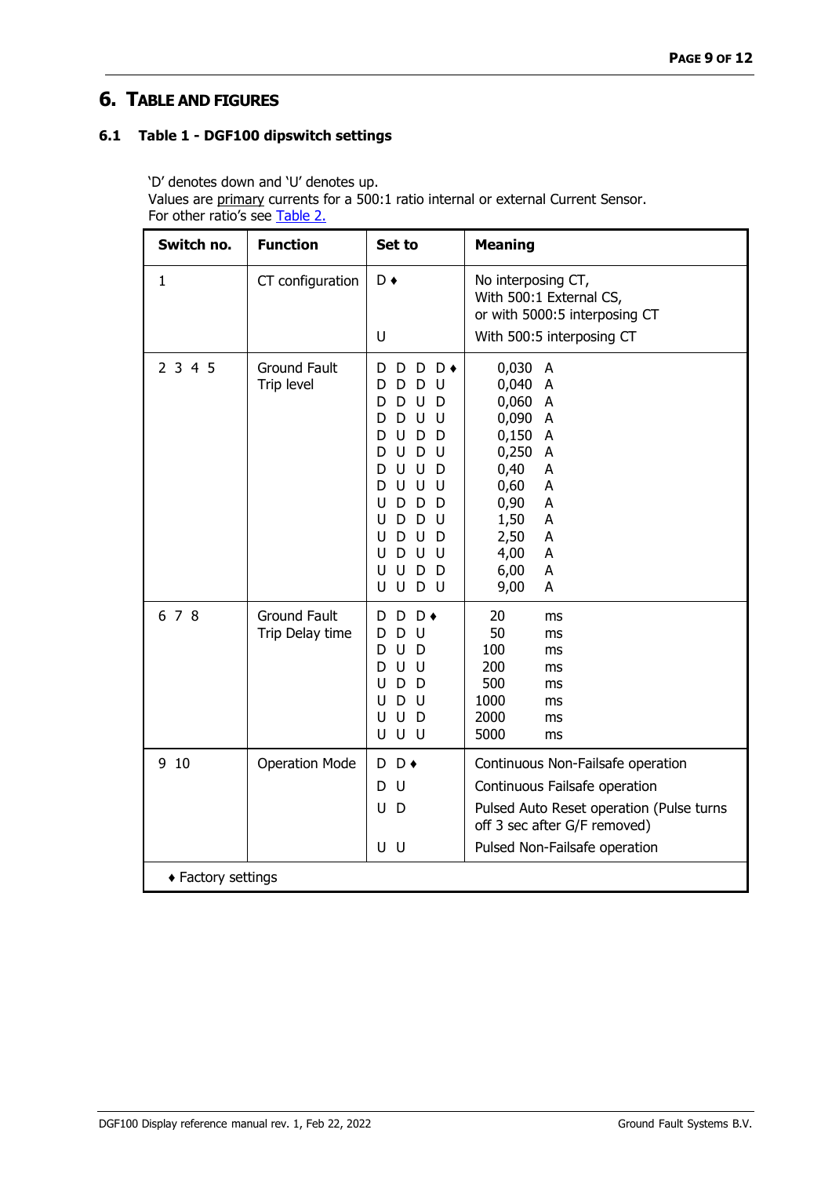# 6. TABLE AND FIGURES

## 6.1 Table 1 - DGF100 dipswitch settings

'D' denotes down and 'U' denotes up.
Values are primary currents for a 500:1 ratio internal or external Current Sensor.
For other ratio's see Table 2.

| Switch no. | Function | Set to | Meaning |
|---|---|---|---|
| 1 | CT configuration | D ♦ | No interposing CT, With 500:1 External CS, or with 5000:5 interposing CT |
| | | U | With 500:5 interposing CT |
| 2 3 4 5 | Ground Fault Trip level | D D D D ♦ | 0,030 A |
| | | D D D U | 0,040 A |
| | | D D U D | 0,060 A |
| | | D D U U | 0,090 A |
| | | D U D D | 0,150 A |
| | | D U D U | 0,250 A |
| | | D U U D | 0,40 A |
| | | D U U U | 0,60 A |
| | | U D D D | 0,90 A |
| | | U D D U | 1,50 A |
| | | U D U D | 2,50 A |
| | | U D U U | 4,00 A |
| | | U U D D | 6,00 A |
| | | U U D U | 9,00 A |
| 6 7 8 | Ground Fault Trip Delay time | D D D ♦ | 20 ms |
| | | D D U | 50 ms |
| | | D U D | 100 ms |
| | | D U U | 200 ms |
| | | U D D | 500 ms |
| | | U D U | 1000 ms |
| | | U U D | 2000 ms |
| | | U U U | 5000 ms |
| 9 10 | Operation Mode | D D ♦ | Continuous Non-Failsafe operation |
| | | D U | Continuous Failsafe operation |
| | | U D | Pulsed Auto Reset operation (Pulse turns off 3 sec after G/F removed) |
| | | U U | Pulsed Non-Failsafe operation |

♦ Factory settings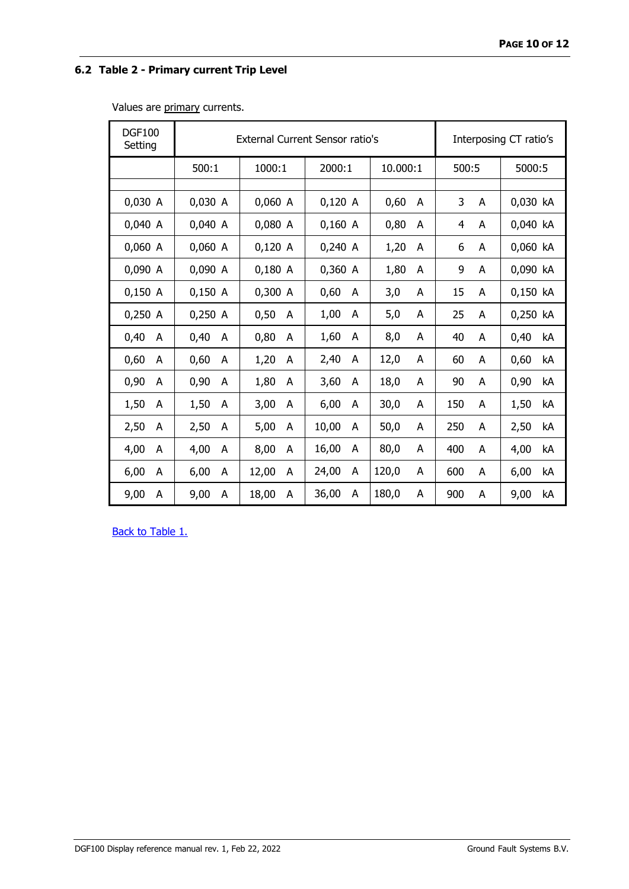## 6.2 Table 2 - Primary current Trip Level

Values are primary currents.

| DGF100 Setting | External Current Sensor ratio's | | | | Interposing CT ratio's | |
|---|---|---|---|---|---|---|
| | 500:1 | 1000:1 | 2000:1 | 10.000:1 | 500:5 | 5000:5 |
| 0,030 A | 0,030 A | 0,060 A | 0,120 A | 0,60 A | 3 A | 0,030 kA |
| 0,040 A | 0,040 A | 0,080 A | 0,160 A | 0,80 A | 4 A | 0,040 kA |
| 0,060 A | 0,060 A | 0,120 A | 0,240 A | 1,20 A | 6 A | 0,060 kA |
| 0,090 A | 0,090 A | 0,180 A | 0,360 A | 1,80 A | 9 A | 0,090 kA |
| 0,150 A | 0,150 A | 0,300 A | 0,60 A | 3,0 A | 15 A | 0,150 kA |
| 0,250 A | 0,250 A | 0,50 A | 1,00 A | 5,0 A | 25 A | 0,250 kA |
| 0,40 A | 0,40 A | 0,80 A | 1,60 A | 8,0 A | 40 A | 0,40 kA |
| 0,60 A | 0,60 A | 1,20 A | 2,40 A | 12,0 A | 60 A | 0,60 kA |
| 0,90 A | 0,90 A | 1,80 A | 3,60 A | 18,0 A | 90 A | 0,90 kA |
| 1,50 A | 1,50 A | 3,00 A | 6,00 A | 30,0 A | 150 A | 1,50 kA |
| 2,50 A | 2,50 A | 5,00 A | 10,00 A | 50,0 A | 250 A | 2,50 kA |
| 4,00 A | 4,00 A | 8,00 A | 16,00 A | 80,0 A | 400 A | 4,00 kA |
| 6,00 A | 6,00 A | 12,00 A | 24,00 A | 120,0 A | 600 A | 6,00 kA |
| 9,00 A | 9,00 A | 18,00 A | 36,00 A | 180,0 A | 900 A | 9,00 kA |

Back to Table 1.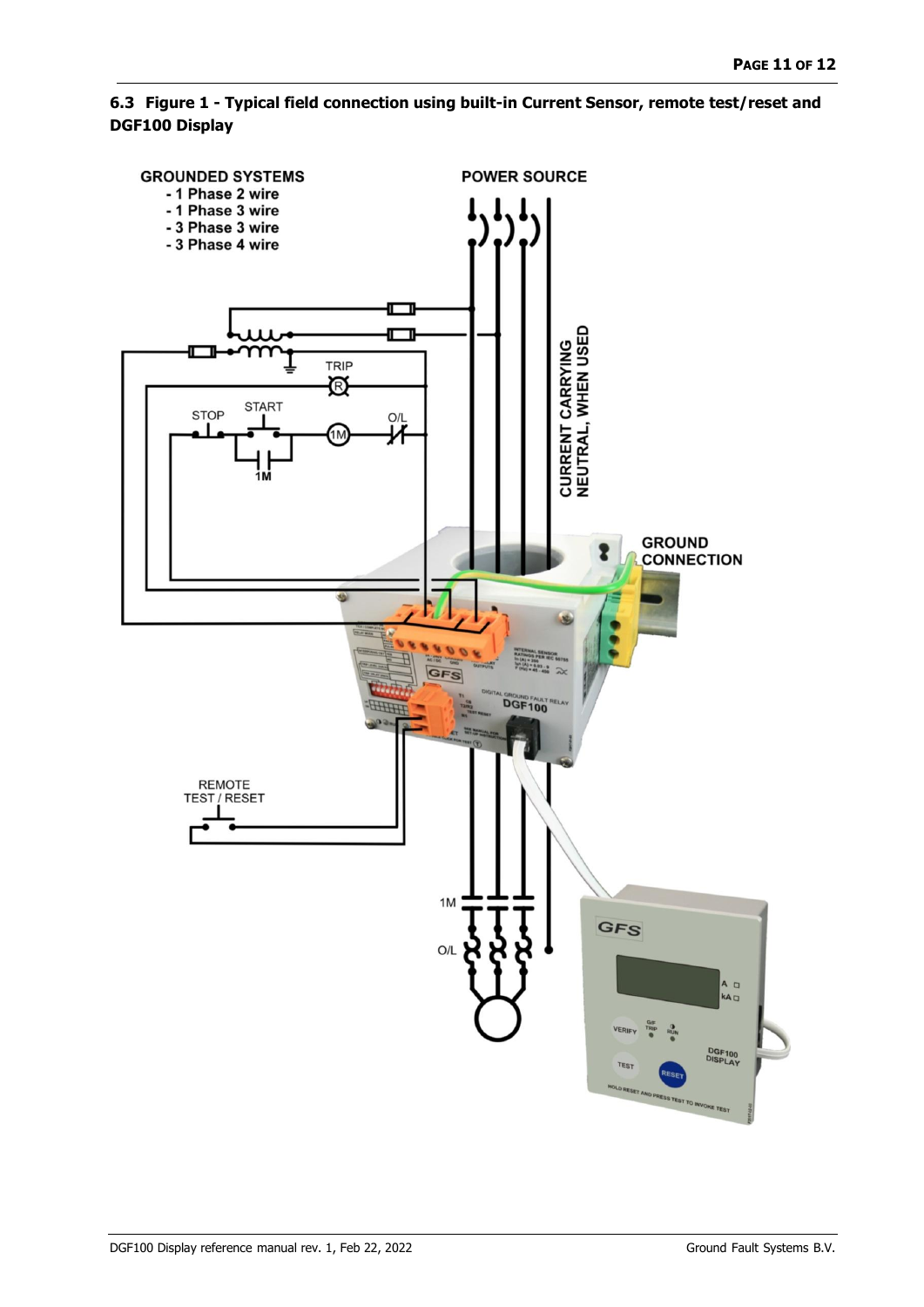## 6.3 Figure 1 - Typical field connection using built-in Current Sensor, remote test/reset and DGF100 Display

GROUNDED SYSTEMS
- 1 Phase 2 wire
- 1 Phase 3 wire
- 3 Phase 3 wire
- 3 Phase 4 wire

POWER SOURCE

CURRENT CARRYING NEUTRAL, WHEN USED

GROUND CONNECTION

TRIP

STOP

START

1M

O/L

REMOTE TEST / RESET

DGF100 DISPLAY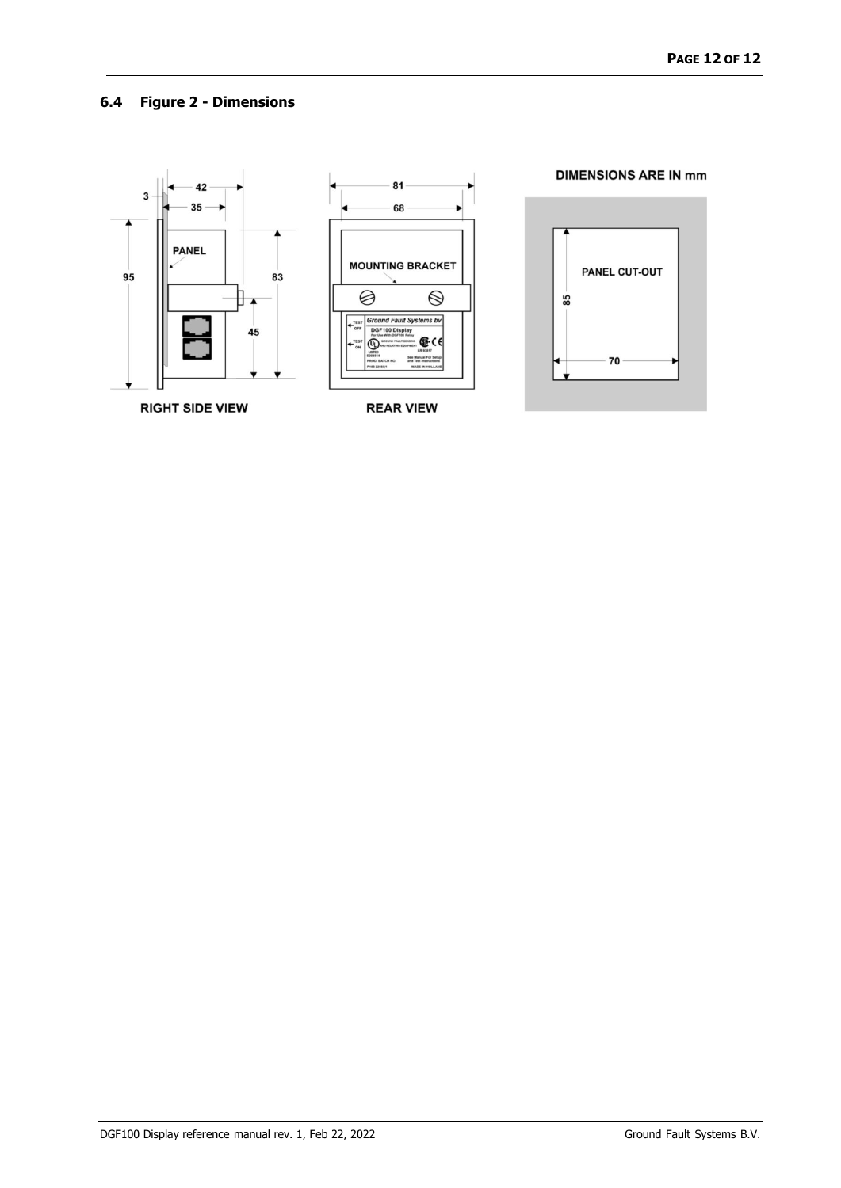## 6.4 Figure 2 - Dimensions

DIMENSIONS ARE IN mm

3
42
35
PANEL
95
83
45
RIGHT SIDE VIEW

81
68
MOUNTING BRACKET
Ground Fault Systems bv
DGF100 Display
REAR VIEW

PANEL CUT-OUT
85
70